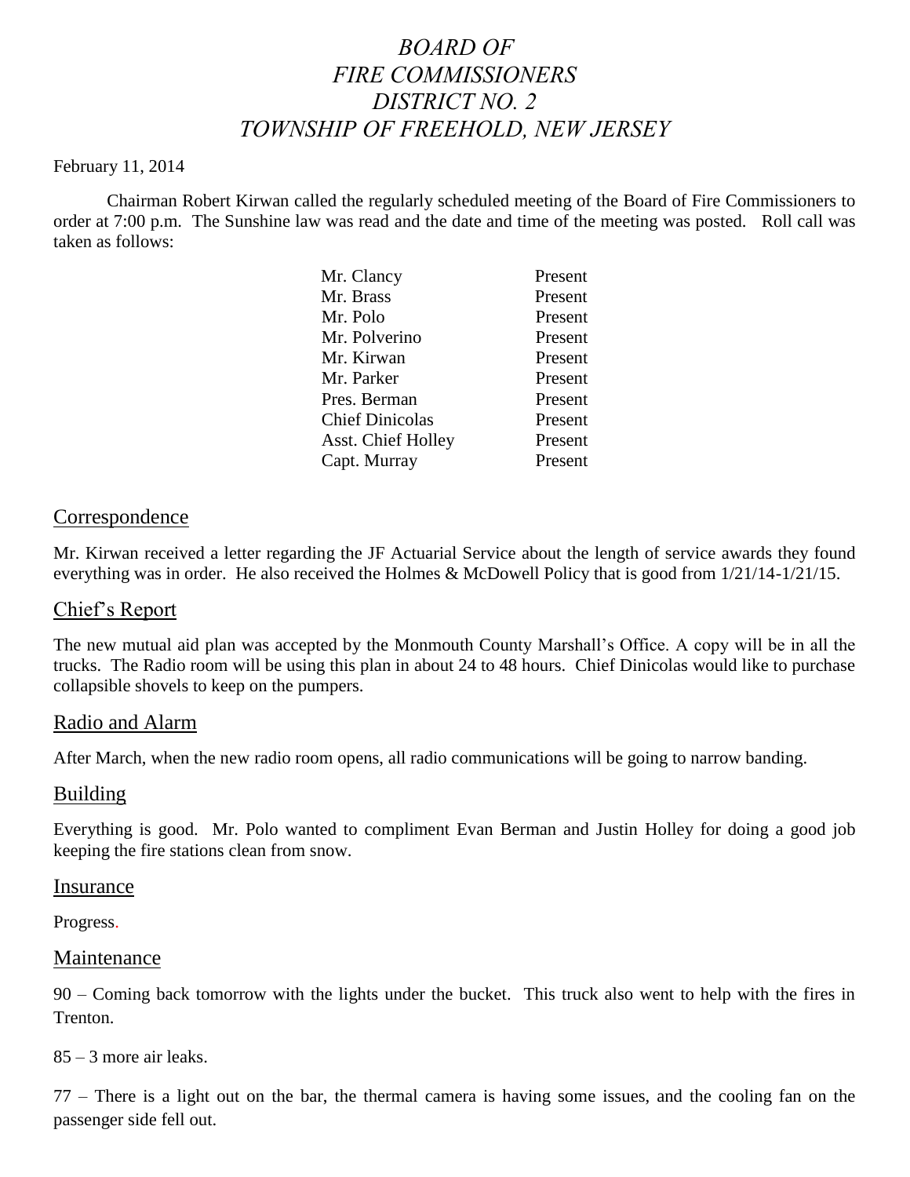# *BOARD OF FIRE COMMISSIONERS DISTRICT NO. 2 TOWNSHIP OF FREEHOLD, NEW JERSEY*

February 11, 2014

Chairman Robert Kirwan called the regularly scheduled meeting of the Board of Fire Commissioners to order at 7:00 p.m. The Sunshine law was read and the date and time of the meeting was posted. Roll call was taken as follows:

| | |
|---|---|
| Mr. Clancy | Present |
| Mr. Brass | Present |
| Mr. Polo | Present |
| Mr. Polverino | Present |
| Mr. Kirwan | Present |
| Mr. Parker | Present |
| Pres. Berman | Present |
| Chief Dinicolas | Present |
| Asst. Chief Holley | Present |
| Capt. Murray | Present |

## Correspondence

Mr. Kirwan received a letter regarding the JF Actuarial Service about the length of service awards they found everything was in order. He also received the Holmes & McDowell Policy that is good from 1/21/14-1/21/15.

## Chief's Report

The new mutual aid plan was accepted by the Monmouth County Marshall's Office. A copy will be in all the trucks. The Radio room will be using this plan in about 24 to 48 hours. Chief Dinicolas would like to purchase collapsible shovels to keep on the pumpers.

## Radio and Alarm

After March, when the new radio room opens, all radio communications will be going to narrow banding.

## Building

Everything is good. Mr. Polo wanted to compliment Evan Berman and Justin Holley for doing a good job keeping the fire stations clean from snow.

## Insurance

Progress.

## Maintenance

90 – Coming back tomorrow with the lights under the bucket. This truck also went to help with the fires in Trenton.

85 – 3 more air leaks.

77 – There is a light out on the bar, the thermal camera is having some issues, and the cooling fan on the passenger side fell out.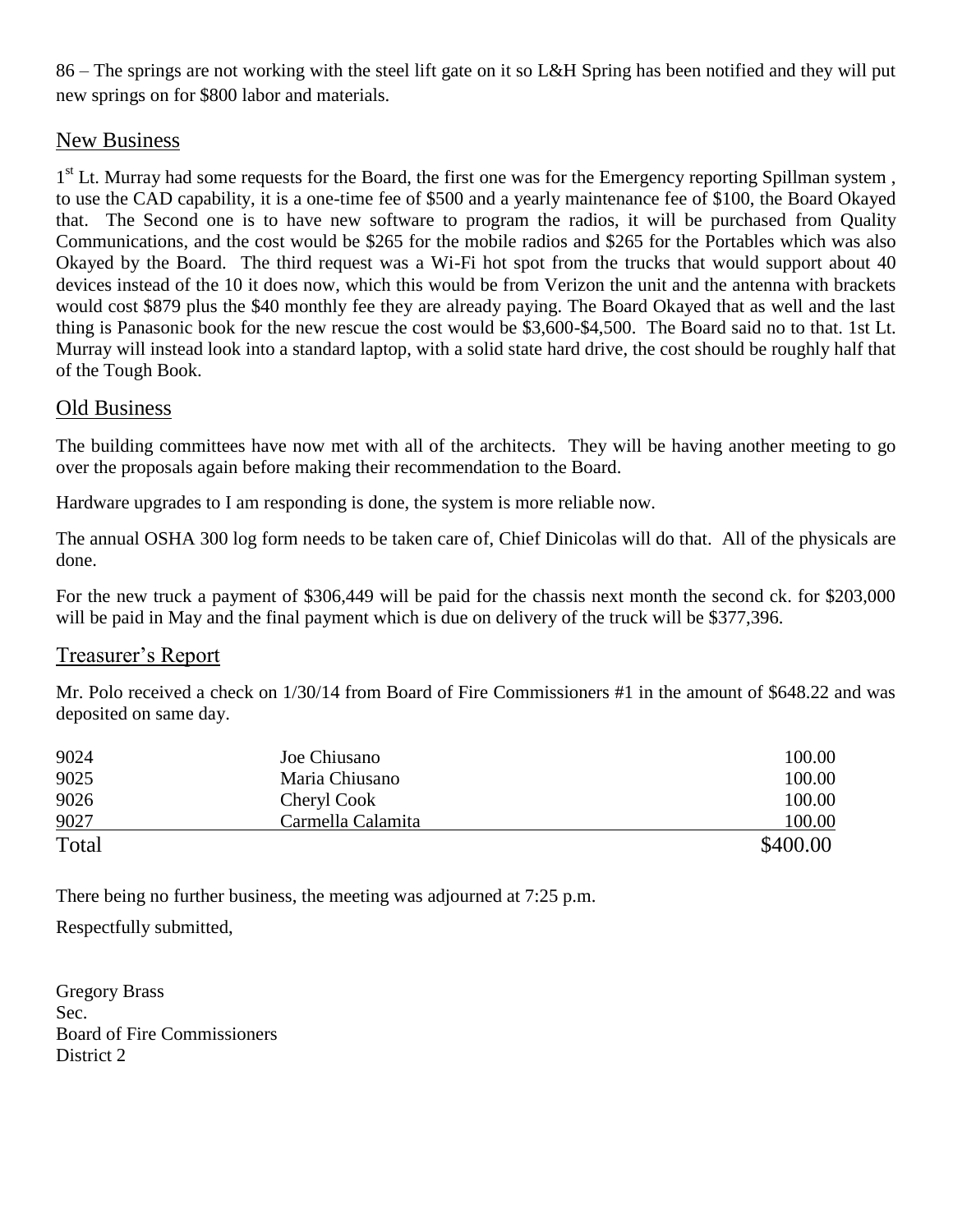86 – The springs are not working with the steel lift gate on it so L&H Spring has been notified and they will put new springs on for $800 labor and materials.

## New Business

1st Lt. Murray had some requests for the Board, the first one was for the Emergency reporting Spillman system , to use the CAD capability, it is a one-time fee of $500 and a yearly maintenance fee of $100, the Board Okayed that. The Second one is to have new software to program the radios, it will be purchased from Quality Communications, and the cost would be $265 for the mobile radios and $265 for the Portables which was also Okayed by the Board. The third request was a Wi-Fi hot spot from the trucks that would support about 40 devices instead of the 10 it does now, which this would be from Verizon the unit and the antenna with brackets would cost $879 plus the $40 monthly fee they are already paying. The Board Okayed that as well and the last thing is Panasonic book for the new rescue the cost would be $3,600-$4,500. The Board said no to that. 1st Lt. Murray will instead look into a standard laptop, with a solid state hard drive, the cost should be roughly half that of the Tough Book.

## Old Business

The building committees have now met with all of the architects. They will be having another meeting to go over the proposals again before making their recommendation to the Board.

Hardware upgrades to I am responding is done, the system is more reliable now.

The annual OSHA 300 log form needs to be taken care of, Chief Dinicolas will do that. All of the physicals are done.

For the new truck a payment of $306,449 will be paid for the chassis next month the second ck. for $203,000 will be paid in May and the final payment which is due on delivery of the truck will be $377,396.

## Treasurer's Report

Mr. Polo received a check on 1/30/14 from Board of Fire Commissioners #1 in the amount of $648.22 and was deposited on same day.

| | | |
|---|---|---|
| 9024 | Joe Chiusano | 100.00 |
| 9025 | Maria Chiusano | 100.00 |
| 9026 | Cheryl Cook | 100.00 |
| 9027 | Carmella Calamita | 100.00 |
| Total | | $400.00 |

There being no further business, the meeting was adjourned at 7:25 p.m.

Respectfully submitted,

Gregory Brass
Sec.
Board of Fire Commissioners
District 2